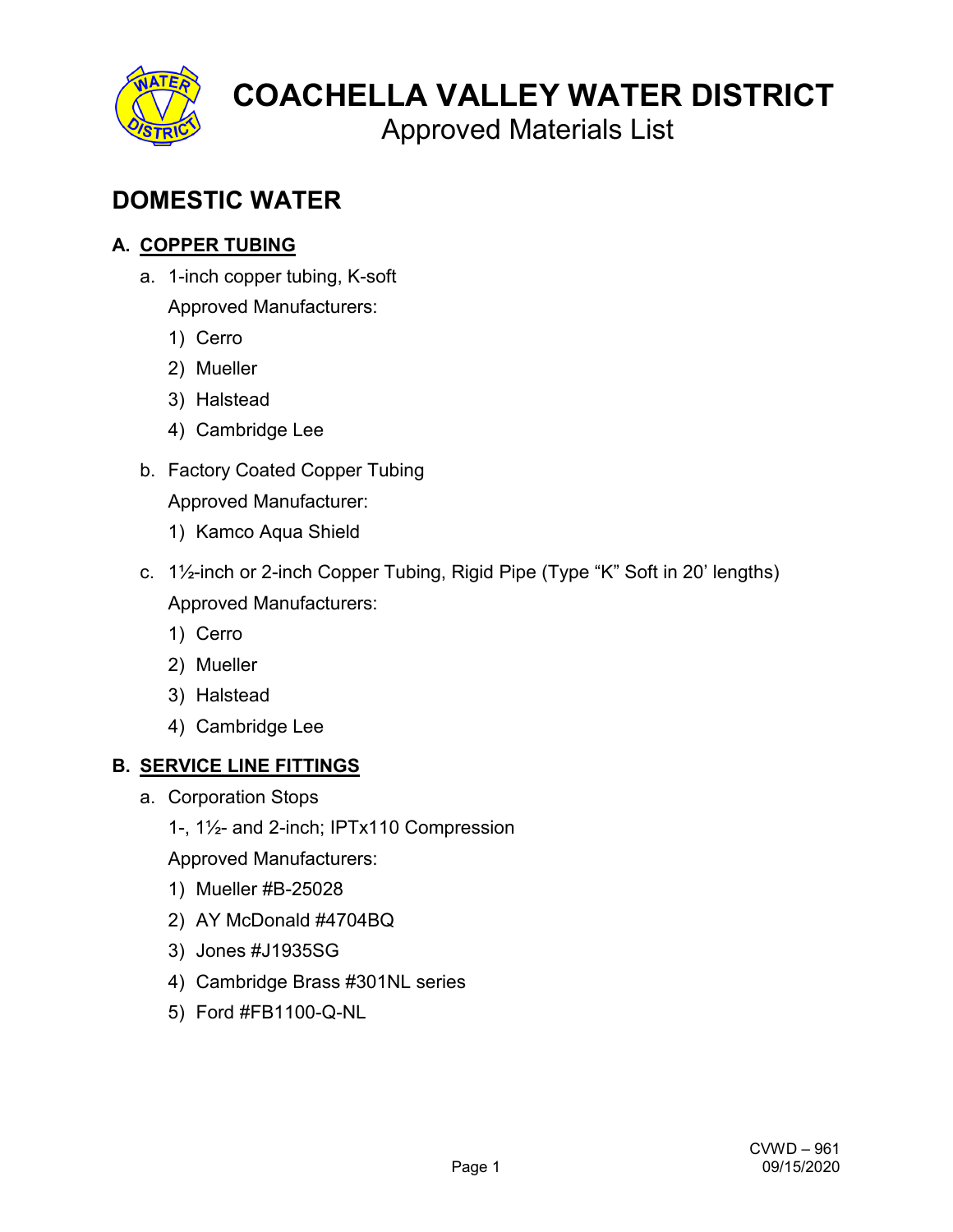# COACHELLA VALLEY WATER DISTRICT

Approved Materials List

## DOMESTIC WATER

### A. COPPER TUBING

a. 1-inch copper tubing, K-soft

Approved Manufacturers:

1) Cerro
2) Mueller
3) Halstead
4) Cambridge Lee

b. Factory Coated Copper Tubing

Approved Manufacturer:

1) Kamco Aqua Shield

c. 1½-inch or 2-inch Copper Tubing, Rigid Pipe (Type "K" Soft in 20' lengths)

Approved Manufacturers:

1) Cerro
2) Mueller
3) Halstead
4) Cambridge Lee

### B. SERVICE LINE FITTINGS

a. Corporation Stops

1-, 1½- and 2-inch; IPTx110 Compression

Approved Manufacturers:

1) Mueller #B-25028
2) AY McDonald #4704BQ
3) Jones #J1935SG
4) Cambridge Brass #301NL series
5) Ford #FB1100-Q-NL

CVWD – 961
09/15/2020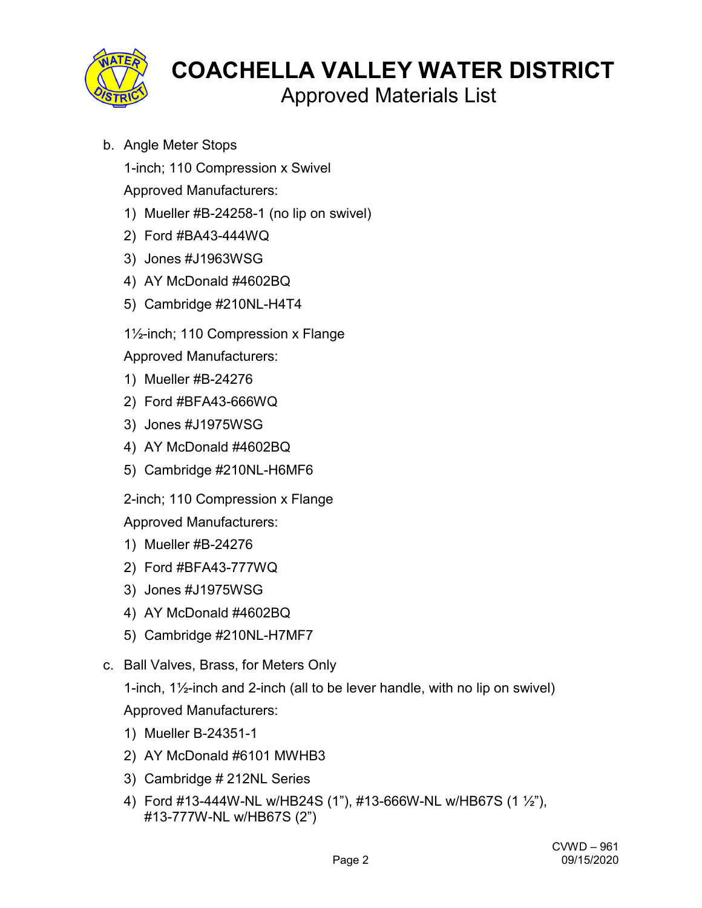b. Angle Meter Stops

1-inch; 110 Compression x Swivel

Approved Manufacturers:

1) Mueller #B-24258-1 (no lip on swivel)
2) Ford #BA43-444WQ
3) Jones #J1963WSG
4) AY McDonald #4602BQ
5) Cambridge #210NL-H4T4

1½-inch; 110 Compression x Flange

Approved Manufacturers:

1) Mueller #B-24276
2) Ford #BFA43-666WQ
3) Jones #J1975WSG
4) AY McDonald #4602BQ
5) Cambridge #210NL-H6MF6

2-inch; 110 Compression x Flange

Approved Manufacturers:

1) Mueller #B-24276
2) Ford #BFA43-777WQ
3) Jones #J1975WSG
4) AY McDonald #4602BQ
5) Cambridge #210NL-H7MF7

c. Ball Valves, Brass, for Meters Only

1-inch, 1½-inch and 2-inch (all to be lever handle, with no lip on swivel)

Approved Manufacturers:

1) Mueller B-24351-1
2) AY McDonald #6101 MWHB3
3) Cambridge # 212NL Series
4) Ford #13-444W-NL w/HB24S (1"), #13-666W-NL w/HB67S (1 ½"), #13-777W-NL w/HB67S (2")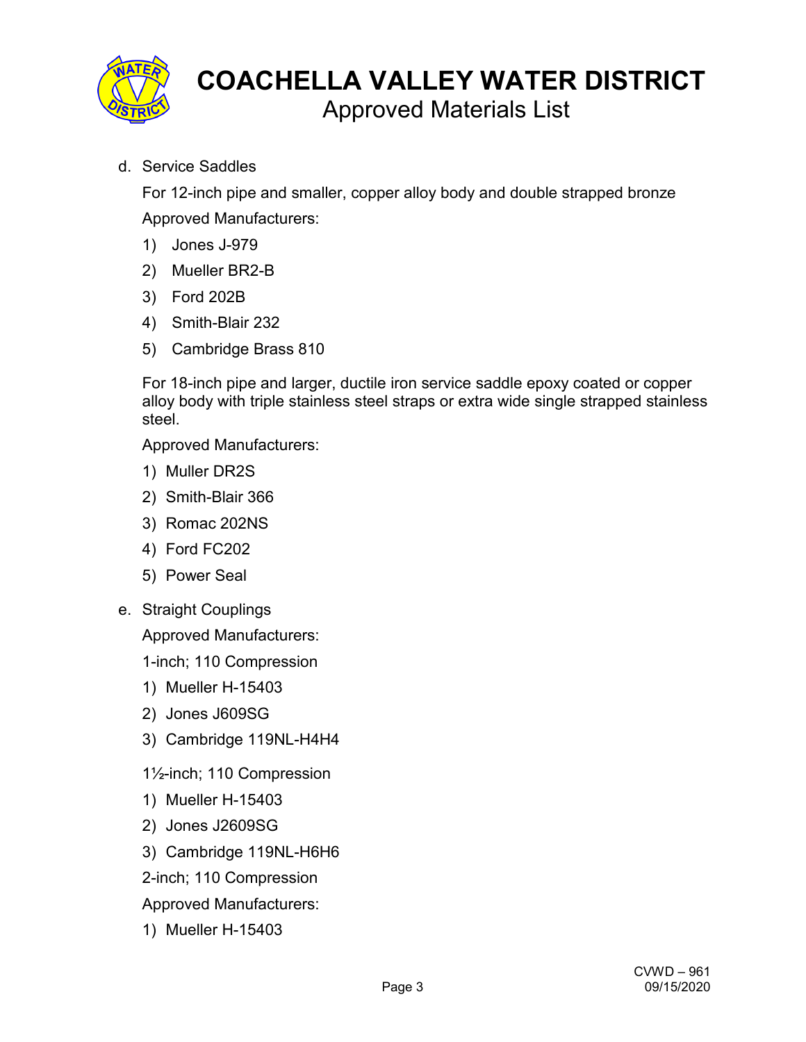d. Service Saddles

For 12-inch pipe and smaller, copper alloy body and double strapped bronze

Approved Manufacturers:

1) Jones J-979
2) Mueller BR2-B
3) Ford 202B
4) Smith-Blair 232
5) Cambridge Brass 810

For 18-inch pipe and larger, ductile iron service saddle epoxy coated or copper alloy body with triple stainless steel straps or extra wide single strapped stainless steel.

Approved Manufacturers:

1) Muller DR2S
2) Smith-Blair 366
3) Romac 202NS
4) Ford FC202
5) Power Seal

e. Straight Couplings

Approved Manufacturers:

1-inch; 110 Compression

1) Mueller H-15403
2) Jones J609SG
3) Cambridge 119NL-H4H4

1½-inch; 110 Compression

1) Mueller H-15403
2) Jones J2609SG
3) Cambridge 119NL-H6H6

2-inch; 110 Compression

Approved Manufacturers:

1) Mueller H-15403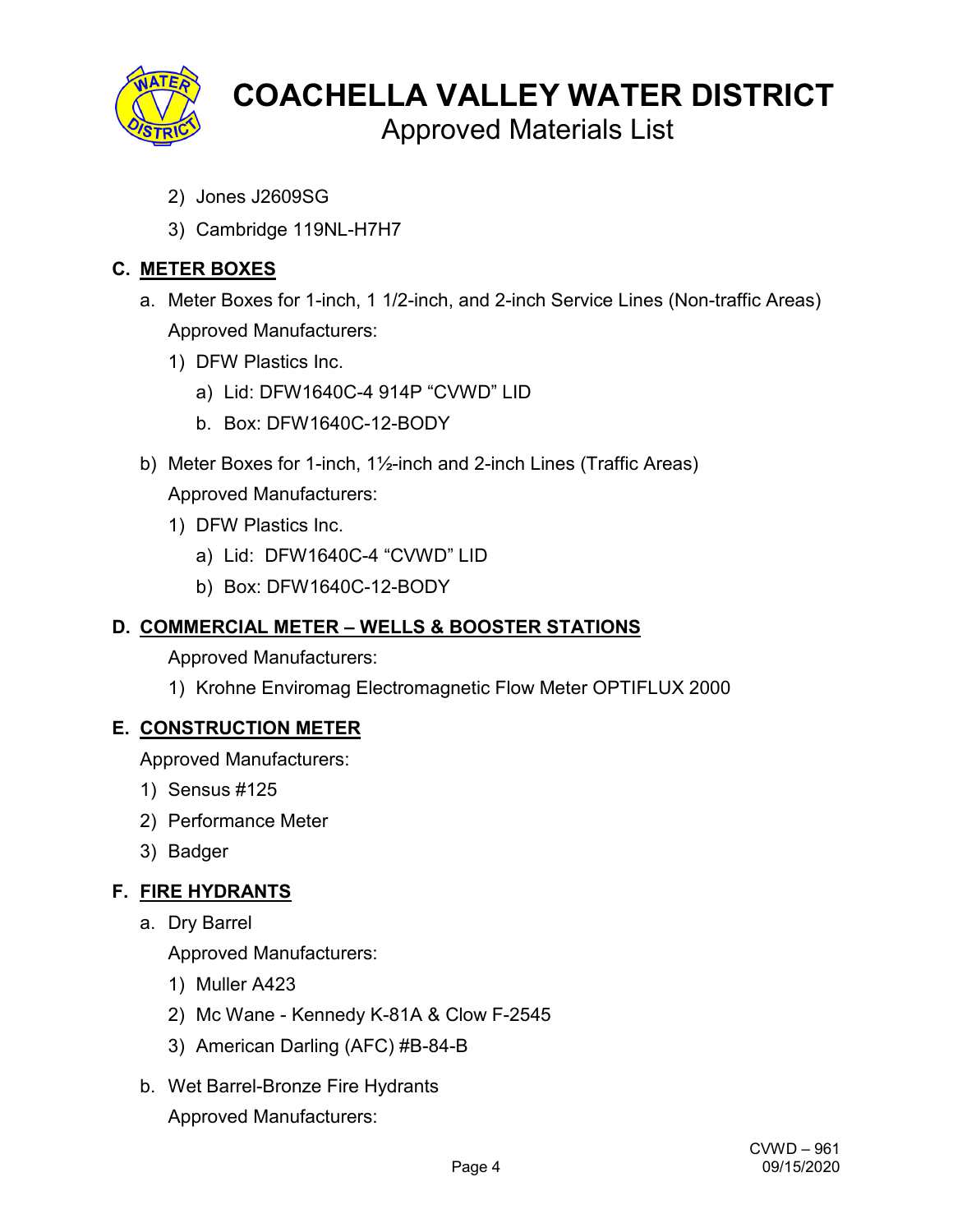2) Jones J2609SG
3) Cambridge 119NL-H7H7

## C. METER BOXES

a. Meter Boxes for 1-inch, 1 1/2-inch, and 2-inch Service Lines (Non-traffic Areas)
   Approved Manufacturers:
   1) DFW Plastics Inc.
      a) Lid: DFW1640C-4 914P "CVWD" LID
      b. Box: DFW1640C-12-BODY

b) Meter Boxes for 1-inch, 1½-inch and 2-inch Lines (Traffic Areas)
   Approved Manufacturers:
   1) DFW Plastics Inc.
      a) Lid: DFW1640C-4 "CVWD" LID
      b) Box: DFW1640C-12-BODY

## D. COMMERCIAL METER – WELLS & BOOSTER STATIONS

Approved Manufacturers:
1) Krohne Enviromag Electromagnetic Flow Meter OPTIFLUX 2000

## E. CONSTRUCTION METER

Approved Manufacturers:
1) Sensus #125
2) Performance Meter
3) Badger

## F. FIRE HYDRANTS

a. Dry Barrel
   Approved Manufacturers:
   1) Muller A423
   2) Mc Wane - Kennedy K-81A & Clow F-2545
   3) American Darling (AFC) #B-84-B

b. Wet Barrel-Bronze Fire Hydrants
   Approved Manufacturers: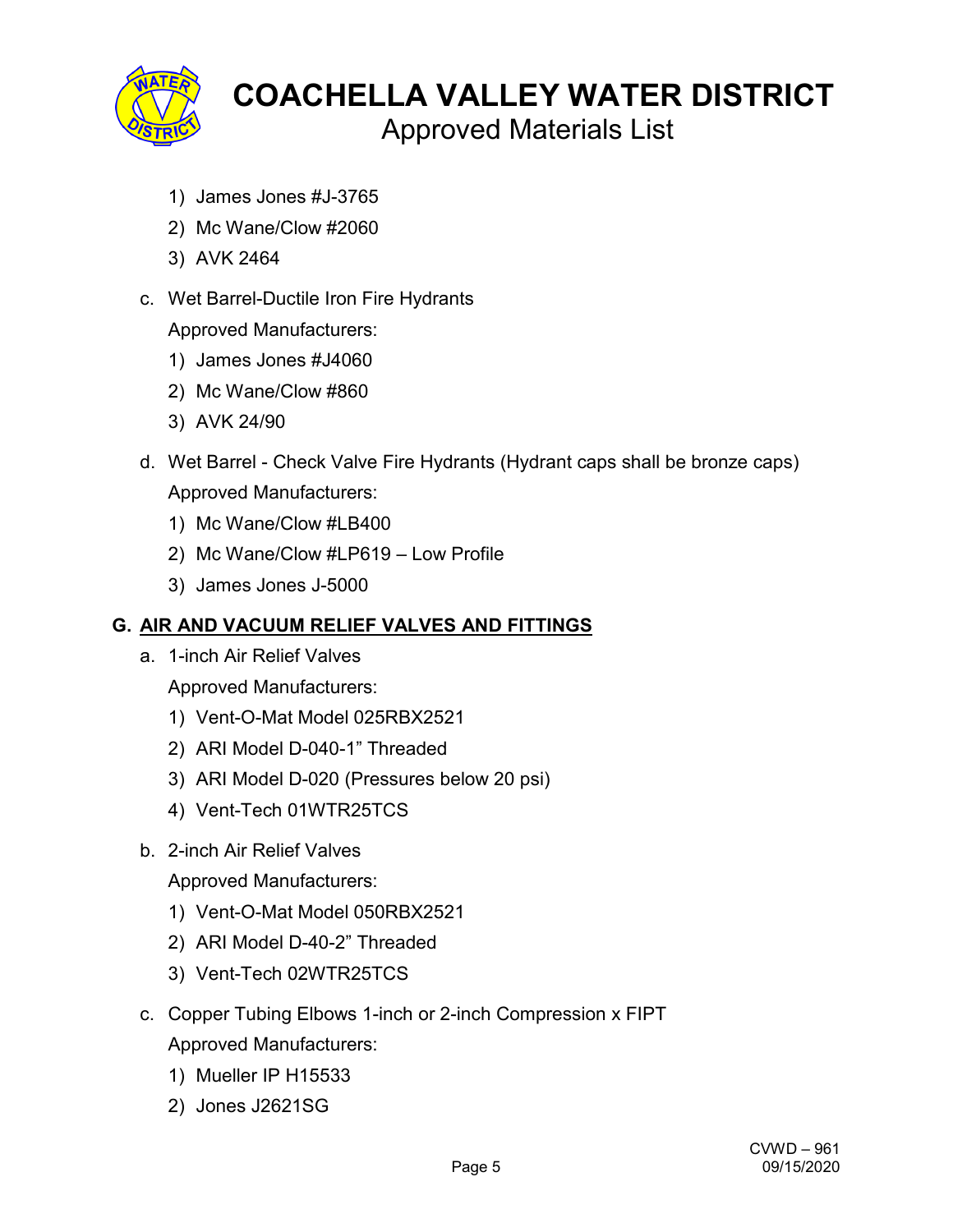1) James Jones #J-3765
2) Mc Wane/Clow #2060
3) AVK 2464

c. Wet Barrel-Ductile Iron Fire Hydrants

   Approved Manufacturers:

   1) James Jones #J4060
   2) Mc Wane/Clow #860
   3) AVK 24/90

d. Wet Barrel - Check Valve Fire Hydrants (Hydrant caps shall be bronze caps)

   Approved Manufacturers:

   1) Mc Wane/Clow #LB400
   2) Mc Wane/Clow #LP619 – Low Profile
   3) James Jones J-5000

## G. AIR AND VACUUM RELIEF VALVES AND FITTINGS

a. 1-inch Air Relief Valves

   Approved Manufacturers:

   1) Vent-O-Mat Model 025RBX2521
   2) ARI Model D-040-1" Threaded
   3) ARI Model D-020 (Pressures below 20 psi)
   4) Vent-Tech 01WTR25TCS

b. 2-inch Air Relief Valves

   Approved Manufacturers:

   1) Vent-O-Mat Model 050RBX2521
   2) ARI Model D-40-2" Threaded
   3) Vent-Tech 02WTR25TCS

c. Copper Tubing Elbows 1-inch or 2-inch Compression x FIPT

   Approved Manufacturers:

   1) Mueller IP H15533
   2) Jones J2621SG

CVWD – 961
09/15/2020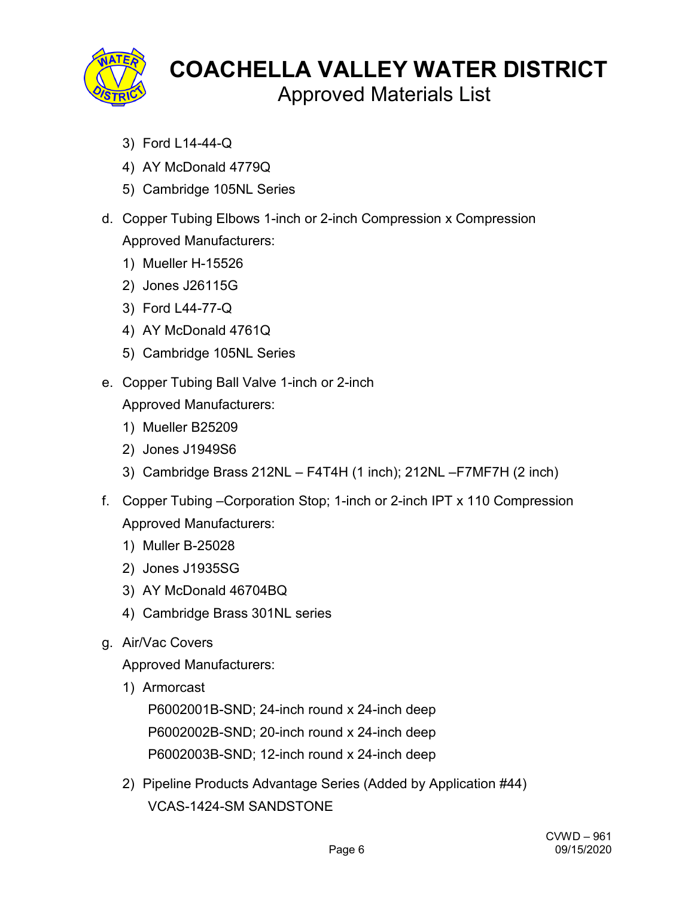3) Ford L14-44-Q
4) AY McDonald 4779Q
5) Cambridge 105NL Series

d. Copper Tubing Elbows 1-inch or 2-inch Compression x Compression

   Approved Manufacturers:

   1) Mueller H-15526
   2) Jones J26115G
   3) Ford L44-77-Q
   4) AY McDonald 4761Q
   5) Cambridge 105NL Series

e. Copper Tubing Ball Valve 1-inch or 2-inch

   Approved Manufacturers:

   1) Mueller B25209
   2) Jones J1949S6
   3) Cambridge Brass 212NL – F4T4H (1 inch); 212NL –F7MF7H (2 inch)

f. Copper Tubing –Corporation Stop; 1-inch or 2-inch IPT x 110 Compression

   Approved Manufacturers:

   1) Muller B-25028
   2) Jones J1935SG
   3) AY McDonald 46704BQ
   4) Cambridge Brass 301NL series

g. Air/Vac Covers

   Approved Manufacturers:

   1) Armorcast

      P6002001B-SND; 24-inch round x 24-inch deep

      P6002002B-SND; 20-inch round x 24-inch deep

      P6002003B-SND; 12-inch round x 24-inch deep

   2) Pipeline Products Advantage Series (Added by Application #44)

      VCAS-1424-SM SANDSTONE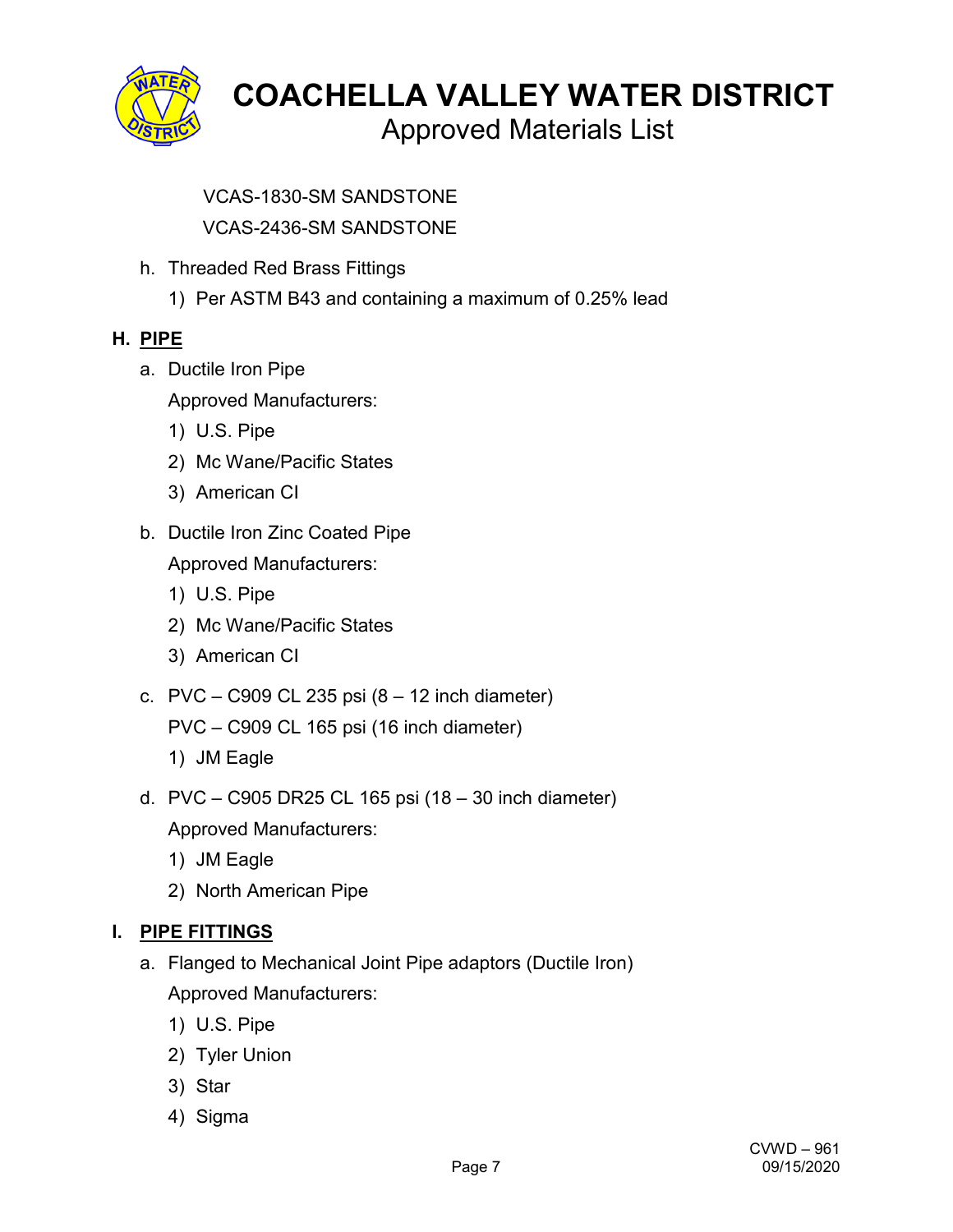VCAS-1830-SM SANDSTONE

VCAS-2436-SM SANDSTONE

h. Threaded Red Brass Fittings
   1) Per ASTM B43 and containing a maximum of 0.25% lead

## H. PIPE

a. Ductile Iron Pipe

   Approved Manufacturers:

   1) U.S. Pipe
   2) Mc Wane/Pacific States
   3) American CI

b. Ductile Iron Zinc Coated Pipe

   Approved Manufacturers:

   1) U.S. Pipe
   2) Mc Wane/Pacific States
   3) American CI

c. PVC – C909 CL 235 psi (8 – 12 inch diameter)

   PVC – C909 CL 165 psi (16 inch diameter)

   1) JM Eagle

d. PVC – C905 DR25 CL 165 psi (18 – 30 inch diameter)

   Approved Manufacturers:

   1) JM Eagle
   2) North American Pipe

## I. PIPE FITTINGS

a. Flanged to Mechanical Joint Pipe adaptors (Ductile Iron)

   Approved Manufacturers:

   1) U.S. Pipe
   2) Tyler Union
   3) Star
   4) Sigma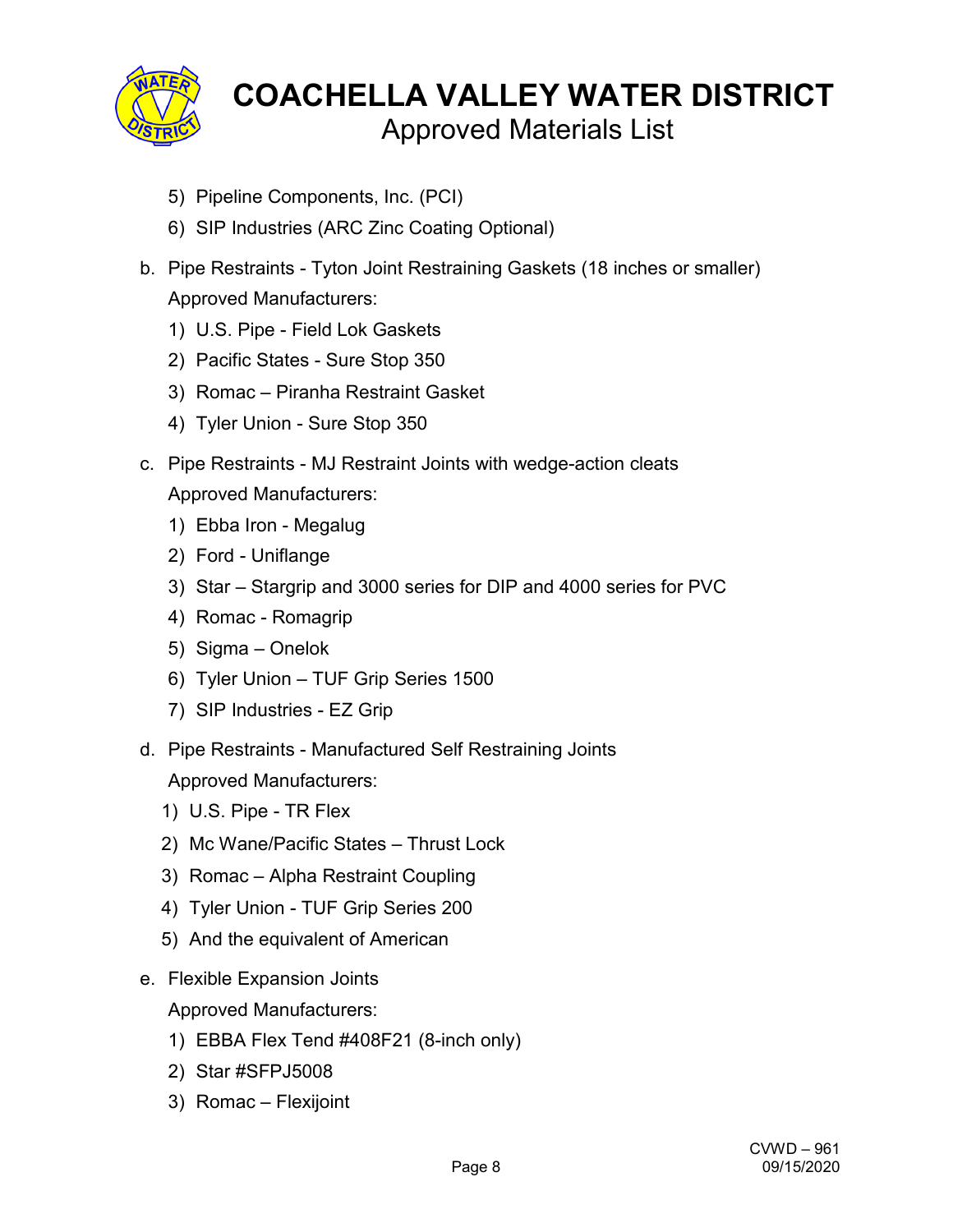5) Pipeline Components, Inc. (PCI)
6) SIP Industries (ARC Zinc Coating Optional)

b. Pipe Restraints - Tyton Joint Restraining Gaskets (18 inches or smaller)
   Approved Manufacturers:
   1) U.S. Pipe - Field Lok Gaskets
   2) Pacific States - Sure Stop 350
   3) Romac – Piranha Restraint Gasket
   4) Tyler Union - Sure Stop 350

c. Pipe Restraints - MJ Restraint Joints with wedge-action cleats
   Approved Manufacturers:
   1) Ebba Iron - Megalug
   2) Ford - Uniflange
   3) Star – Stargrip and 3000 series for DIP and 4000 series for PVC
   4) Romac - Romagrip
   5) Sigma – Onelok
   6) Tyler Union – TUF Grip Series 1500
   7) SIP Industries - EZ Grip

d. Pipe Restraints - Manufactured Self Restraining Joints
   Approved Manufacturers:
   1) U.S. Pipe - TR Flex
   2) Mc Wane/Pacific States – Thrust Lock
   3) Romac – Alpha Restraint Coupling
   4) Tyler Union - TUF Grip Series 200
   5) And the equivalent of American

e. Flexible Expansion Joints
   Approved Manufacturers:
   1) EBBA Flex Tend #408F21 (8-inch only)
   2) Star #SFPJ5008
   3) Romac – Flexijoint

CVWD – 961
09/15/2020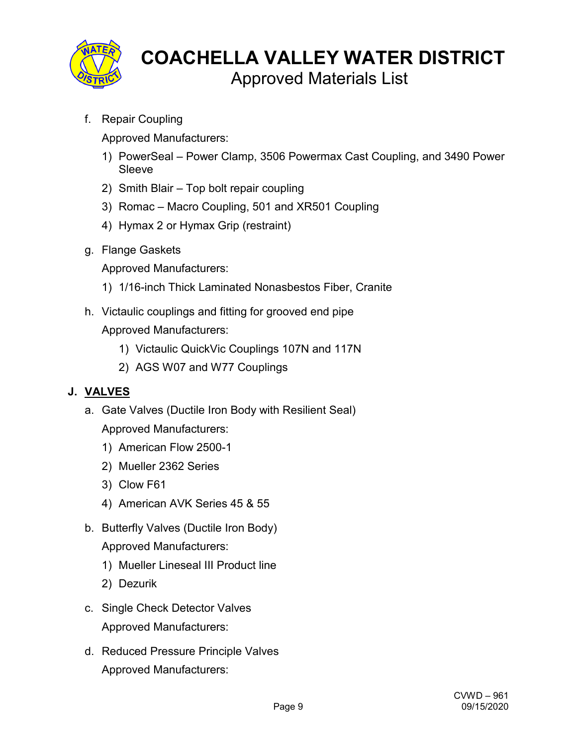f. Repair Coupling

   Approved Manufacturers:

   1) PowerSeal – Power Clamp, 3506 Powermax Cast Coupling, and 3490 Power Sleeve
   2) Smith Blair – Top bolt repair coupling
   3) Romac – Macro Coupling, 501 and XR501 Coupling
   4) Hymax 2 or Hymax Grip (restraint)

g. Flange Gaskets

   Approved Manufacturers:

   1) 1/16-inch Thick Laminated Nonasbestos Fiber, Cranite

h. Victaulic couplings and fitting for grooved end pipe

   Approved Manufacturers:

   1) Victaulic QuickVic Couplings 107N and 117N
   2) AGS W07 and W77 Couplings

## J. VALVES

a. Gate Valves (Ductile Iron Body with Resilient Seal)

   Approved Manufacturers:

   1) American Flow 2500-1
   2) Mueller 2362 Series
   3) Clow F61
   4) American AVK Series 45 & 55

b. Butterfly Valves (Ductile Iron Body)

   Approved Manufacturers:

   1) Mueller Lineseal III Product line
   2) Dezurik

c. Single Check Detector Valves

   Approved Manufacturers:

d. Reduced Pressure Principle Valves

   Approved Manufacturers: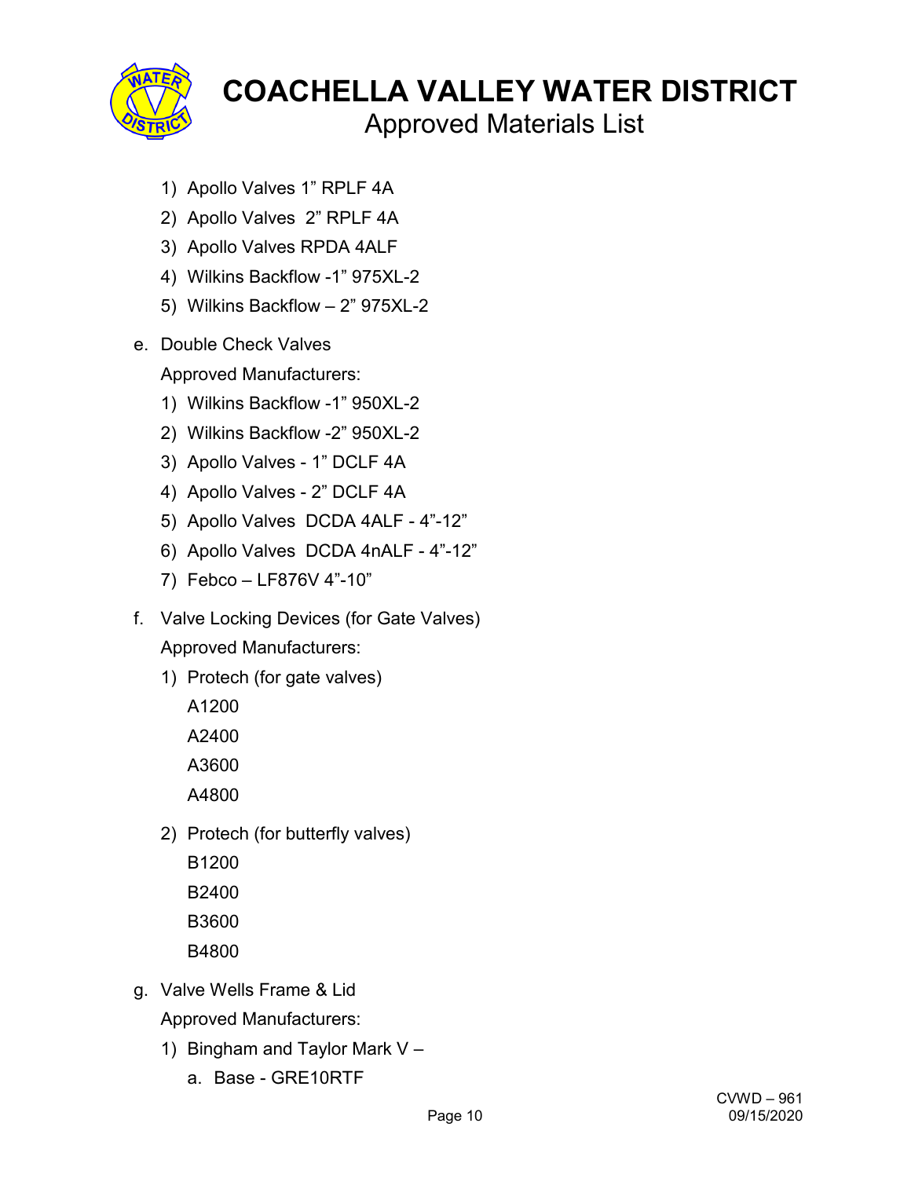1) Apollo Valves 1” RPLF 4A
2) Apollo Valves  2” RPLF 4A
3) Apollo Valves RPDA 4ALF
4) Wilkins Backflow -1” 975XL-2
5) Wilkins Backflow – 2” 975XL-2

e. Double Check Valves

   Approved Manufacturers:

   1) Wilkins Backflow -1” 950XL-2
   2) Wilkins Backflow -2” 950XL-2
   3) Apollo Valves - 1” DCLF 4A
   4) Apollo Valves - 2” DCLF 4A
   5) Apollo Valves  DCDA 4ALF - 4”-12”
   6) Apollo Valves  DCDA 4nALF - 4”-12”
   7) Febco – LF876V 4”-10”

f. Valve Locking Devices (for Gate Valves)

   Approved Manufacturers:

   1) Protech (for gate valves)

      A1200

      A2400

      A3600

      A4800

   2) Protech (for butterfly valves)

      B1200

      B2400

      B3600

      B4800

g. Valve Wells Frame & Lid

   Approved Manufacturers:

   1) Bingham and Taylor Mark V –
      a. Base - GRE10RTF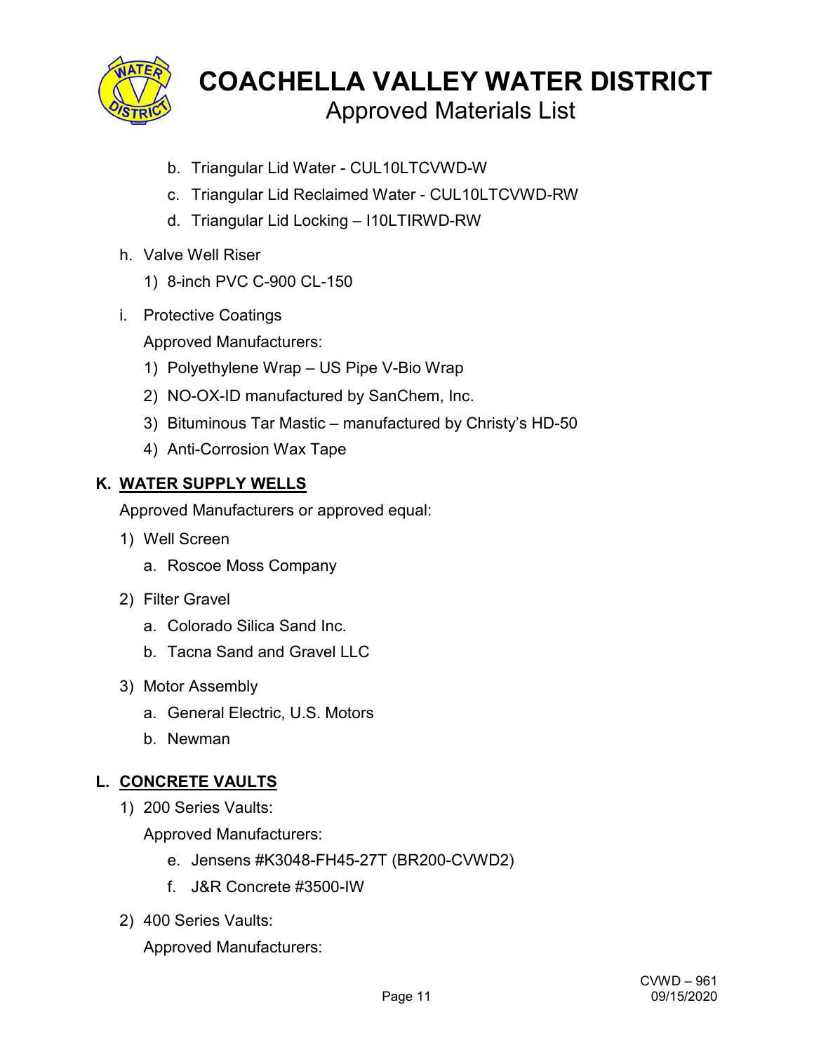b. Triangular Lid Water - CUL10LTCVWD-W

c. Triangular Lid Reclaimed Water - CUL10LTCVWD-RW

d. Triangular Lid Locking – I10LTIRWD-RW

h. Valve Well Riser

1) 8-inch PVC C-900 CL-150

i. Protective Coatings

Approved Manufacturers:

1) Polyethylene Wrap – US Pipe V-Bio Wrap

2) NO-OX-ID manufactured by SanChem, Inc.

3) Bituminous Tar Mastic – manufactured by Christy's HD-50

4) Anti-Corrosion Wax Tape

## K. WATER SUPPLY WELLS

Approved Manufacturers or approved equal:

1) Well Screen

a. Roscoe Moss Company

2) Filter Gravel

a. Colorado Silica Sand Inc.

b. Tacna Sand and Gravel LLC

3) Motor Assembly

a. General Electric, U.S. Motors

b. Newman

## L. CONCRETE VAULTS

1) 200 Series Vaults:

Approved Manufacturers:

e. Jensens #K3048-FH45-27T (BR200-CVWD2)

f. J&R Concrete #3500-IW

2) 400 Series Vaults:

Approved Manufacturers: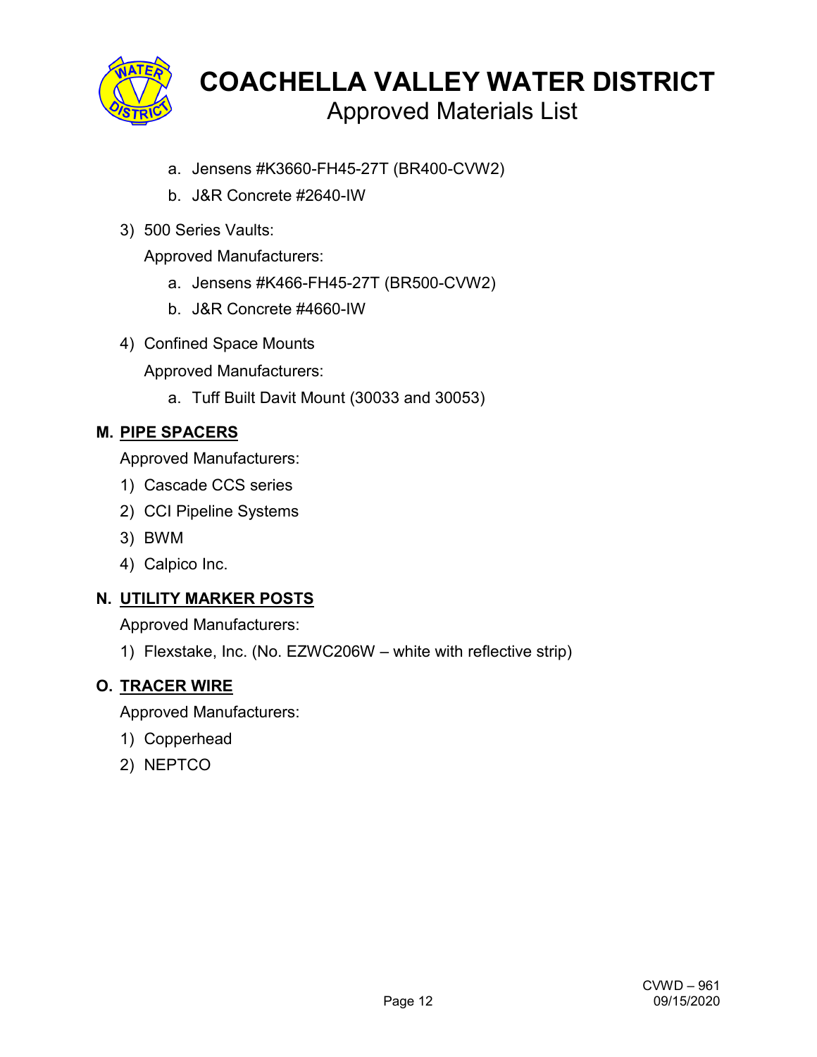a. Jensens #K3660-FH45-27T (BR400-CVW2)
b. J&R Concrete #2640-IW

3) 500 Series Vaults:

   Approved Manufacturers:

   a. Jensens #K466-FH45-27T (BR500-CVW2)
   b. J&R Concrete #4660-IW

4) Confined Space Mounts

   Approved Manufacturers:

   a. Tuff Built Davit Mount (30033 and 30053)

## M. PIPE SPACERS

Approved Manufacturers:

1) Cascade CCS series
2) CCI Pipeline Systems
3) BWM
4) Calpico Inc.

## N. UTILITY MARKER POSTS

Approved Manufacturers:

1) Flexstake, Inc. (No. EZWC206W – white with reflective strip)

## O. TRACER WIRE

Approved Manufacturers:

1) Copperhead
2) NEPTCO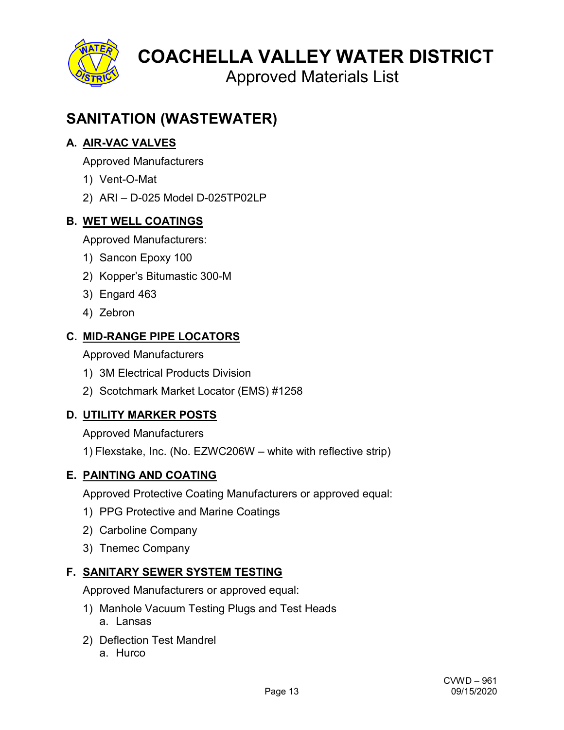# COACHELLA VALLEY WATER DISTRICT

Approved Materials List

## SANITATION (WASTEWATER)

### A. AIR-VAC VALVES

Approved Manufacturers

1) Vent-O-Mat
2) ARI – D-025 Model D-025TP02LP

### B. WET WELL COATINGS

Approved Manufacturers:

1) Sancon Epoxy 100
2) Kopper's Bitumastic 300-M
3) Engard 463
4) Zebron

### C. MID-RANGE PIPE LOCATORS

Approved Manufacturers

1) 3M Electrical Products Division
2) Scotchmark Market Locator (EMS) #1258

### D. UTILITY MARKER POSTS

Approved Manufacturers

1) Flexstake, Inc. (No. EZWC206W – white with reflective strip)

### E. PAINTING AND COATING

Approved Protective Coating Manufacturers or approved equal:

1) PPG Protective and Marine Coatings
2) Carboline Company
3) Tnemec Company

### F. SANITARY SEWER SYSTEM TESTING

Approved Manufacturers or approved equal:

1) Manhole Vacuum Testing Plugs and Test Heads
   a. Lansas
2) Deflection Test Mandrel
   a. Hurco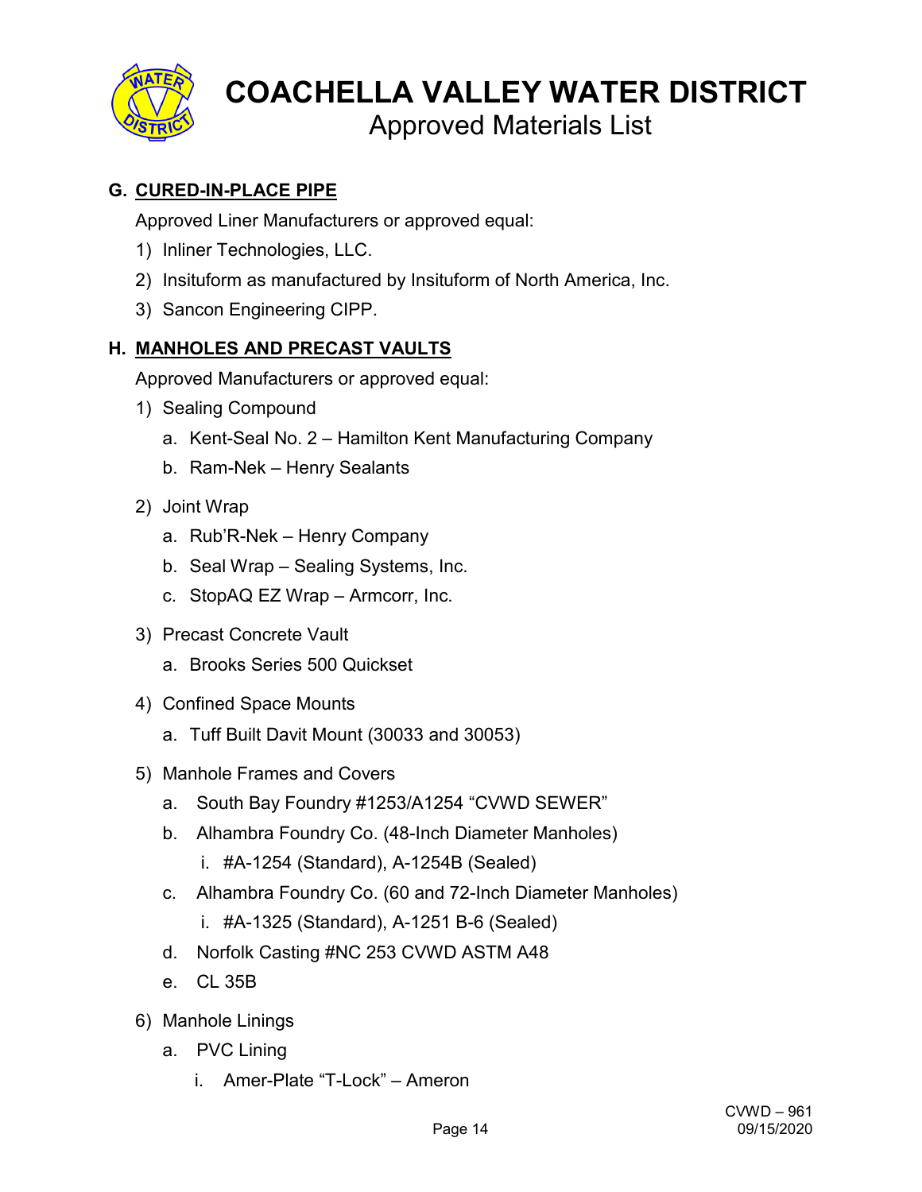### G. CURED-IN-PLACE PIPE

Approved Liner Manufacturers or approved equal:

1) Inliner Technologies, LLC.
2) Insituform as manufactured by Insituform of North America, Inc.
3) Sancon Engineering CIPP.

### H. MANHOLES AND PRECAST VAULTS

Approved Manufacturers or approved equal:

1) Sealing Compound
   a. Kent-Seal No. 2 – Hamilton Kent Manufacturing Company
   b. Ram-Nek – Henry Sealants
2) Joint Wrap
   a. Rub'R-Nek – Henry Company
   b. Seal Wrap – Sealing Systems, Inc.
   c. StopAQ EZ Wrap – Armcorr, Inc.
3) Precast Concrete Vault
   a. Brooks Series 500 Quickset
4) Confined Space Mounts
   a. Tuff Built Davit Mount (30033 and 30053)
5) Manhole Frames and Covers
   a. South Bay Foundry #1253/A1254 "CVWD SEWER"
   b. Alhambra Foundry Co. (48-Inch Diameter Manholes)
      i. #A-1254 (Standard), A-1254B (Sealed)
   c. Alhambra Foundry Co. (60 and 72-Inch Diameter Manholes)
      i. #A-1325 (Standard), A-1251 B-6 (Sealed)
   d. Norfolk Casting #NC 253 CVWD ASTM A48
   e. CL 35B
6) Manhole Linings
   a. PVC Lining
      i. Amer-Plate "T-Lock" – Ameron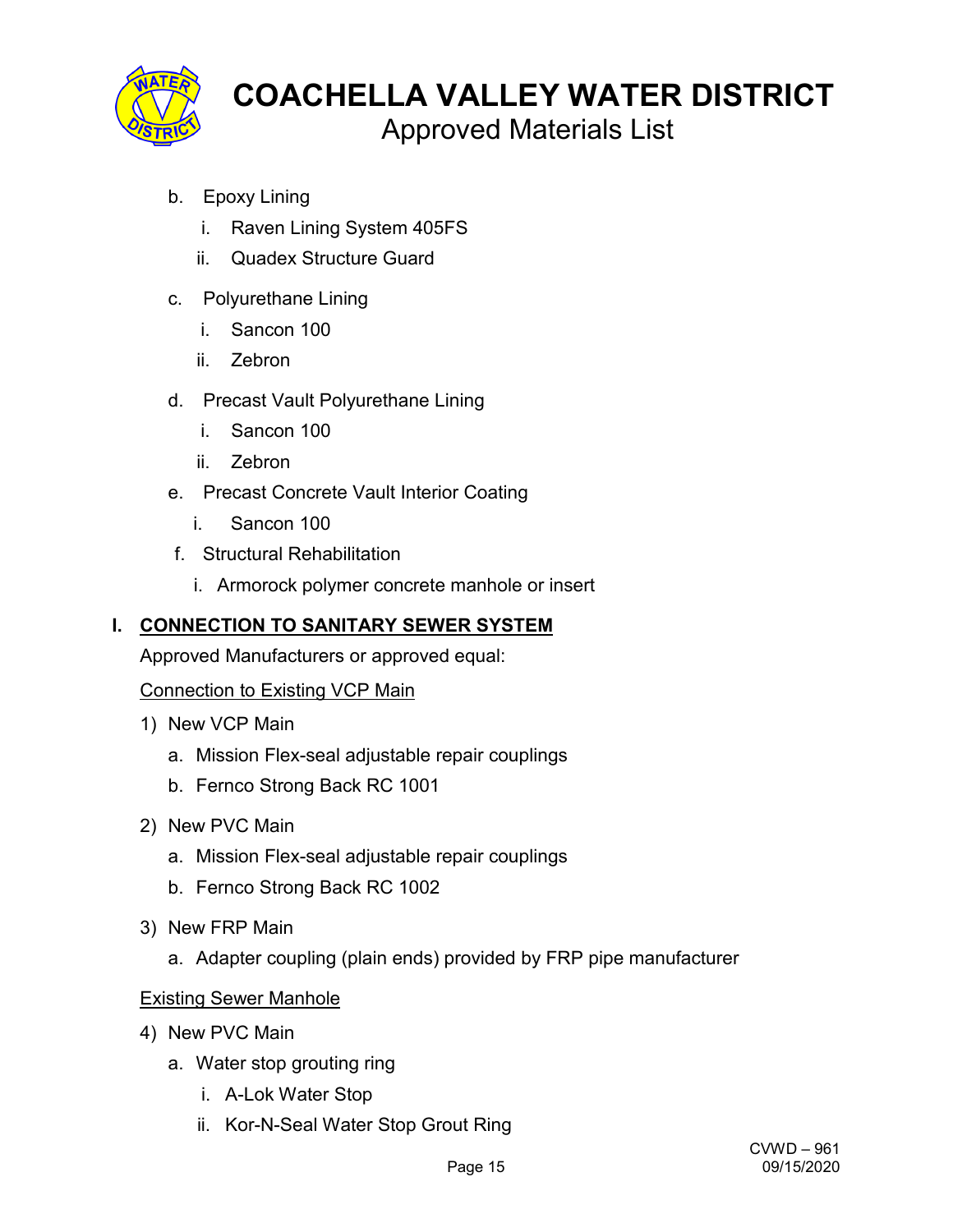b. Epoxy Lining
    i. Raven Lining System 405FS
    ii. Quadex Structure Guard

c. Polyurethane Lining
    i. Sancon 100
    ii. Zebron

d. Precast Vault Polyurethane Lining
    i. Sancon 100
    ii. Zebron

e. Precast Concrete Vault Interior Coating
    i. Sancon 100

f. Structural Rehabilitation
    i. Armorock polymer concrete manhole or insert

## I. CONNECTION TO SANITARY SEWER SYSTEM

Approved Manufacturers or approved equal:

Connection to Existing VCP Main

1) New VCP Main
    a. Mission Flex-seal adjustable repair couplings
    b. Fernco Strong Back RC 1001

2) New PVC Main
    a. Mission Flex-seal adjustable repair couplings
    b. Fernco Strong Back RC 1002

3) New FRP Main
    a. Adapter coupling (plain ends) provided by FRP pipe manufacturer

Existing Sewer Manhole

4) New PVC Main
    a. Water stop grouting ring
        i. A-Lok Water Stop
        ii. Kor-N-Seal Water Stop Grout Ring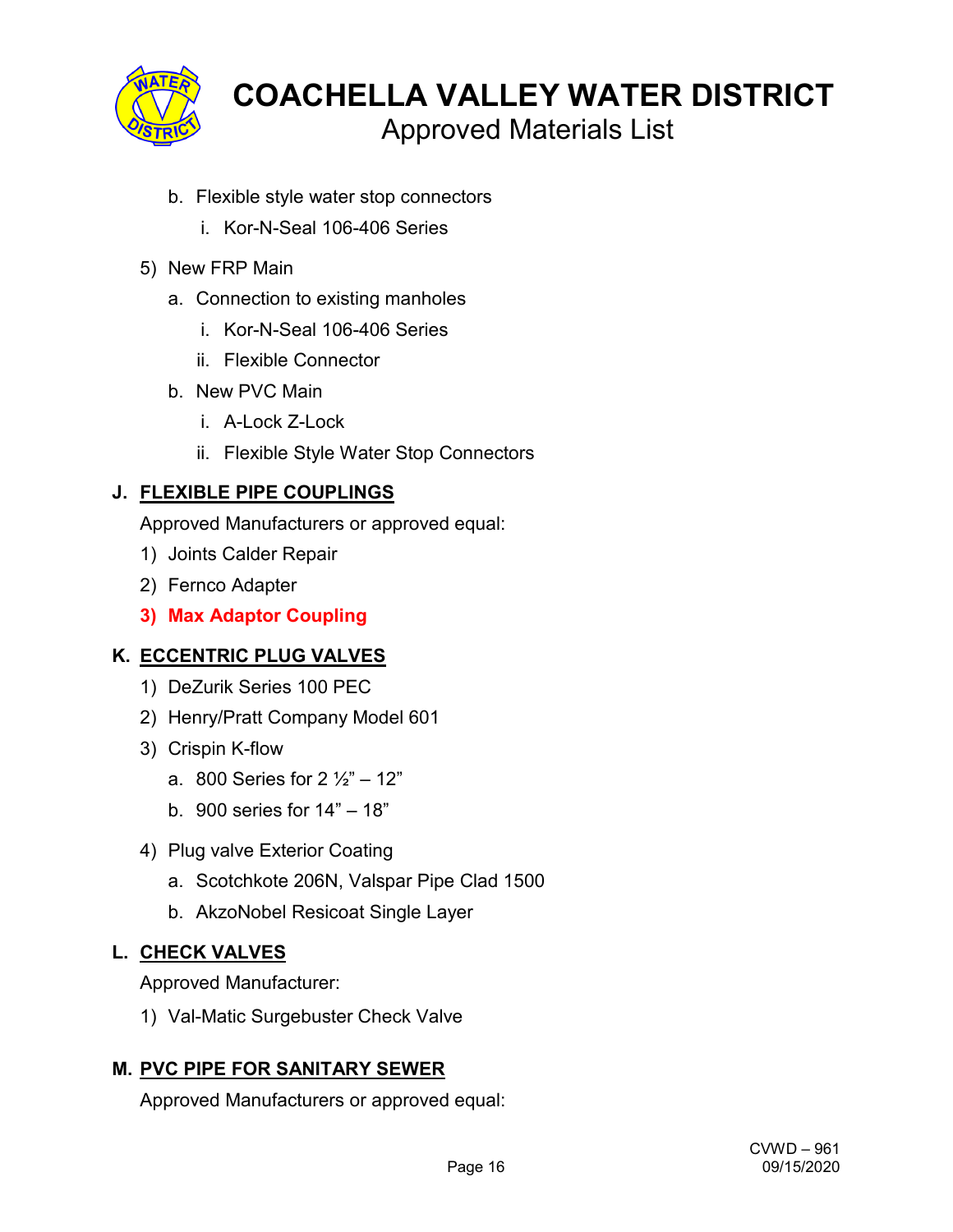b. Flexible style water stop connectors
   i. Kor-N-Seal 106-406 Series

5) New FRP Main
   a. Connection to existing manholes
      i. Kor-N-Seal 106-406 Series
      ii. Flexible Connector
   b. New PVC Main
      i. A-Lock Z-Lock
      ii. Flexible Style Water Stop Connectors

**J. FLEXIBLE PIPE COUPLINGS**

Approved Manufacturers or approved equal:

1) Joints Calder Repair
2) Fernco Adapter
3) **Max Adaptor Coupling**

**K. ECCENTRIC PLUG VALVES**

1) DeZurik Series 100 PEC
2) Henry/Pratt Company Model 601
3) Crispin K-flow
   a. 800 Series for 2 ½” – 12”
   b. 900 series for 14” – 18”
4) Plug valve Exterior Coating
   a. Scotchkote 206N, Valspar Pipe Clad 1500
   b. AkzoNobel Resicoat Single Layer

**L. CHECK VALVES**

Approved Manufacturer:

1) Val-Matic Surgebuster Check Valve

**M. PVC PIPE FOR SANITARY SEWER**

Approved Manufacturers or approved equal: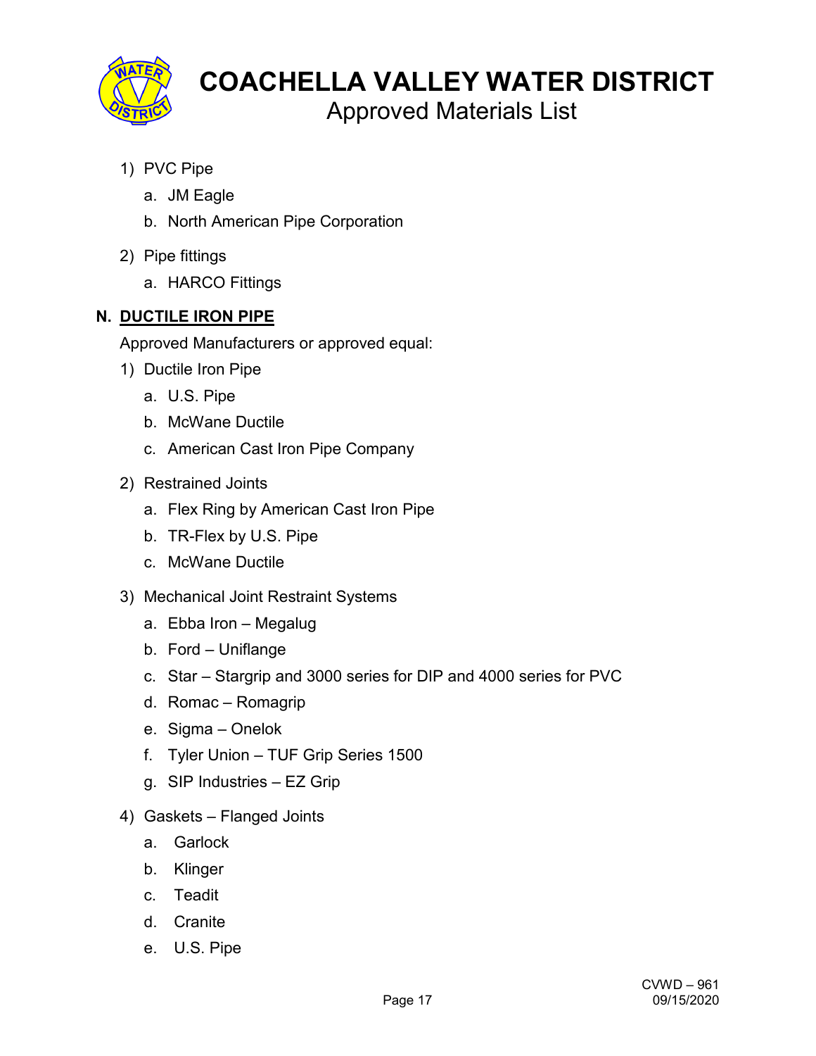1) PVC Pipe
    a. JM Eagle
    b. North American Pipe Corporation

2) Pipe fittings
    a. HARCO Fittings

**N. DUCTILE IRON PIPE**

Approved Manufacturers or approved equal:

1) Ductile Iron Pipe
    a. U.S. Pipe
    b. McWane Ductile
    c. American Cast Iron Pipe Company

2) Restrained Joints
    a. Flex Ring by American Cast Iron Pipe
    b. TR-Flex by U.S. Pipe
    c. McWane Ductile

3) Mechanical Joint Restraint Systems
    a. Ebba Iron – Megalug
    b. Ford – Uniflange
    c. Star – Stargrip and 3000 series for DIP and 4000 series for PVC
    d. Romac – Romagrip
    e. Sigma – Onelok
    f. Tyler Union – TUF Grip Series 1500
    g. SIP Industries – EZ Grip

4) Gaskets – Flanged Joints
    a. Garlock
    b. Klinger
    c. Teadit
    d. Cranite
    e. U.S. Pipe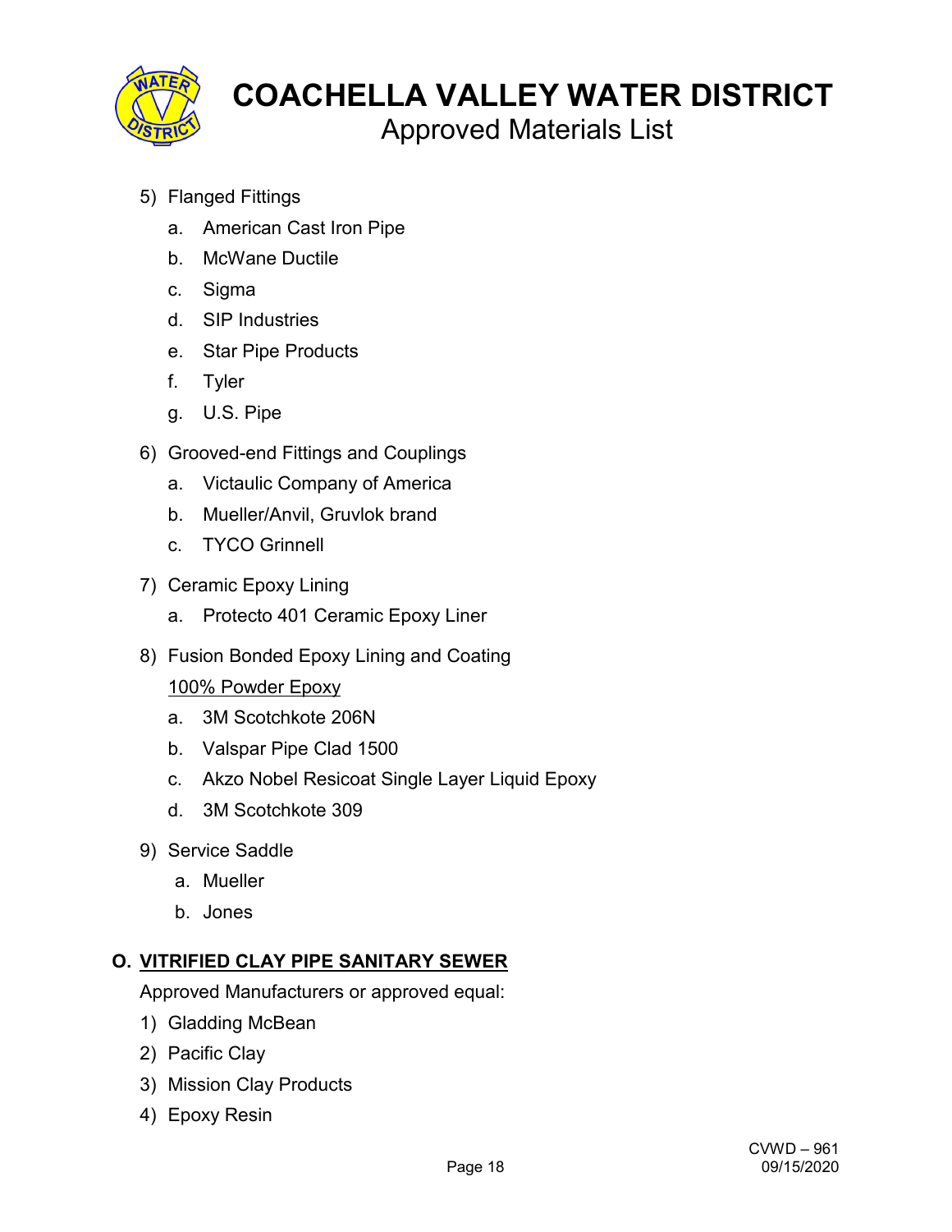5) Flanged Fittings
    a. American Cast Iron Pipe
    b. McWane Ductile
    c. Sigma
    d. SIP Industries
    e. Star Pipe Products
    f. Tyler
    g. U.S. Pipe

6) Grooved-end Fittings and Couplings
    a. Victaulic Company of America
    b. Mueller/Anvil, Gruvlok brand
    c. TYCO Grinnell

7) Ceramic Epoxy Lining
    a. Protecto 401 Ceramic Epoxy Liner

8) Fusion Bonded Epoxy Lining and Coating

    <u>100% Powder Epoxy</u>

    a. 3M Scotchkote 206N
    b. Valspar Pipe Clad 1500
    c. Akzo Nobel Resicoat Single Layer Liquid Epoxy
    d. 3M Scotchkote 309

9) Service Saddle
    a. Mueller
    b. Jones

## O. <u>VITRIFIED CLAY PIPE SANITARY SEWER</u>

Approved Manufacturers or approved equal:

1) Gladding McBean
2) Pacific Clay
3) Mission Clay Products
4) Epoxy Resin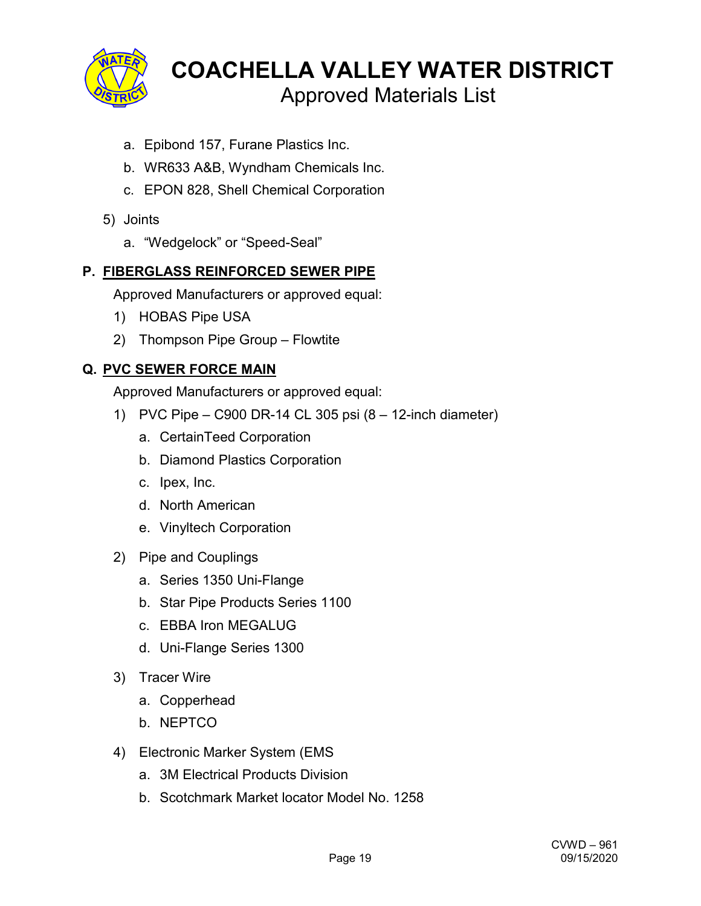a. Epibond 157, Furane Plastics Inc.
b. WR633 A&B, Wyndham Chemicals Inc.
c. EPON 828, Shell Chemical Corporation

5) Joints
   a. “Wedgelock” or “Speed-Seal”

## P. FIBERGLASS REINFORCED SEWER PIPE

Approved Manufacturers or approved equal:

1) HOBAS Pipe USA
2) Thompson Pipe Group – Flowtite

## Q. PVC SEWER FORCE MAIN

Approved Manufacturers or approved equal:

1) PVC Pipe – C900 DR-14 CL 305 psi (8 – 12-inch diameter)
   a. CertainTeed Corporation
   b. Diamond Plastics Corporation
   c. Ipex, Inc.
   d. North American
   e. Vinyltech Corporation

2) Pipe and Couplings
   a. Series 1350 Uni-Flange
   b. Star Pipe Products Series 1100
   c. EBBA Iron MEGALUG
   d. Uni-Flange Series 1300

3) Tracer Wire
   a. Copperhead
   b. NEPTCO

4) Electronic Marker System (EMS
   a. 3M Electrical Products Division
   b. Scotchmark Market locator Model No. 1258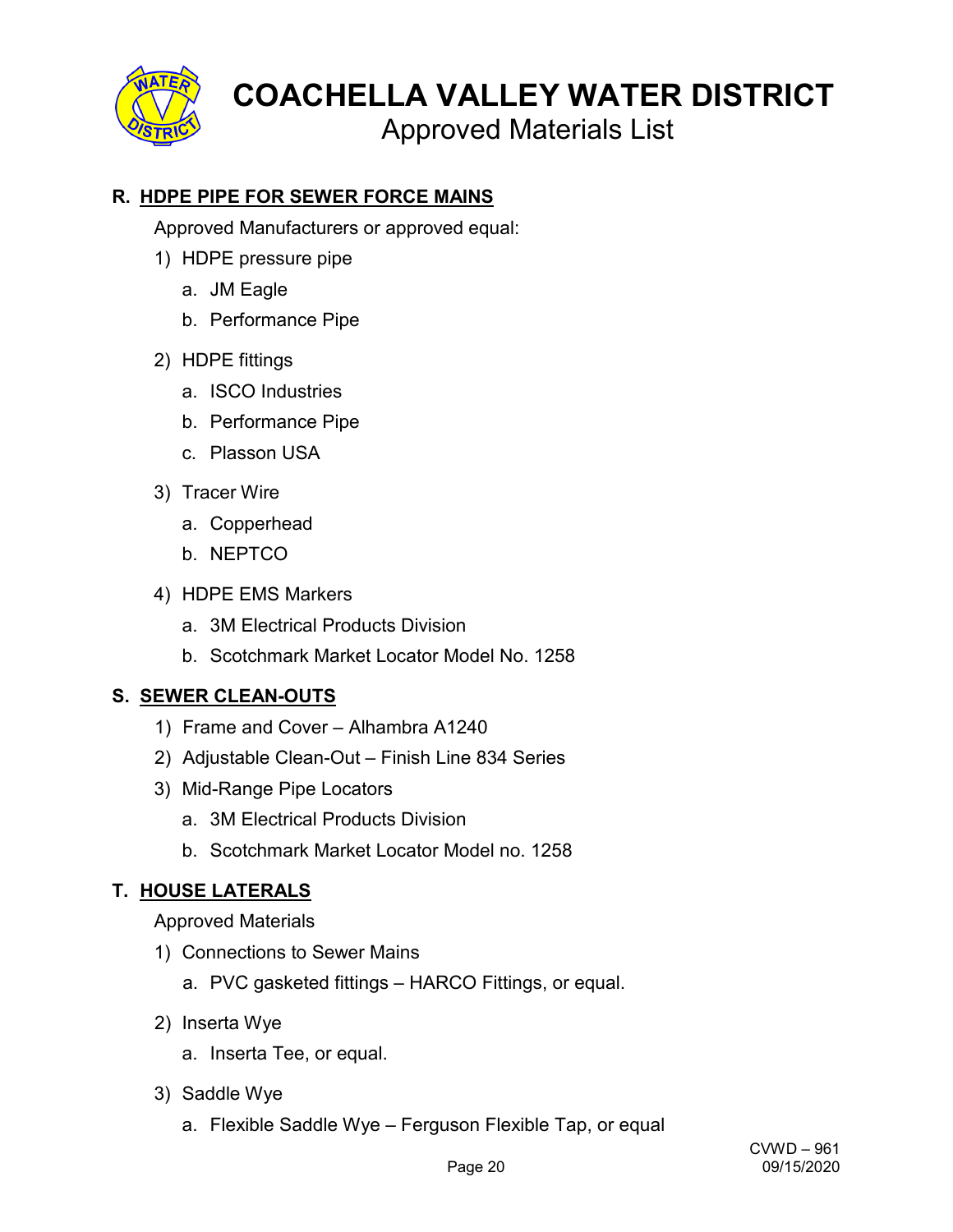## R. HDPE PIPE FOR SEWER FORCE MAINS

Approved Manufacturers or approved equal:

1) HDPE pressure pipe
   a. JM Eagle
   b. Performance Pipe

2) HDPE fittings
   a. ISCO Industries
   b. Performance Pipe
   c. Plasson USA

3) Tracer Wire
   a. Copperhead
   b. NEPTCO

4) HDPE EMS Markers
   a. 3M Electrical Products Division
   b. Scotchmark Market Locator Model No. 1258

## S. SEWER CLEAN-OUTS

1) Frame and Cover – Alhambra A1240
2) Adjustable Clean-Out – Finish Line 834 Series
3) Mid-Range Pipe Locators
   a. 3M Electrical Products Division
   b. Scotchmark Market Locator Model no. 1258

## T. HOUSE LATERALS

Approved Materials

1) Connections to Sewer Mains
   a. PVC gasketed fittings – HARCO Fittings, or equal.

2) Inserta Wye
   a. Inserta Tee, or equal.

3) Saddle Wye
   a. Flexible Saddle Wye – Ferguson Flexible Tap, or equal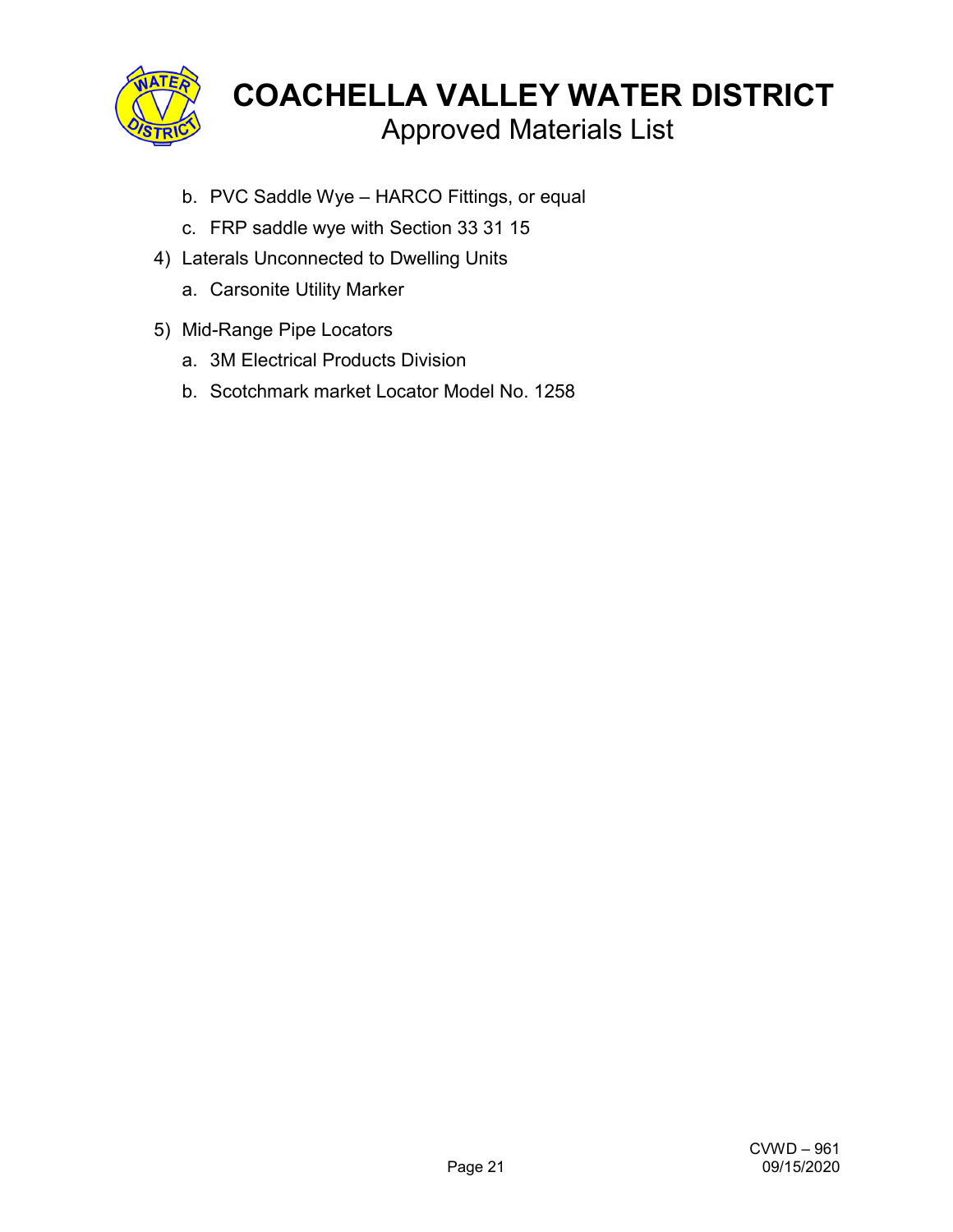b. PVC Saddle Wye – HARCO Fittings, or equal
   c. FRP saddle wye with Section 33 31 15
4) Laterals Unconnected to Dwelling Units
   a. Carsonite Utility Marker
5) Mid-Range Pipe Locators
   a. 3M Electrical Products Division
   b. Scotchmark market Locator Model No. 1258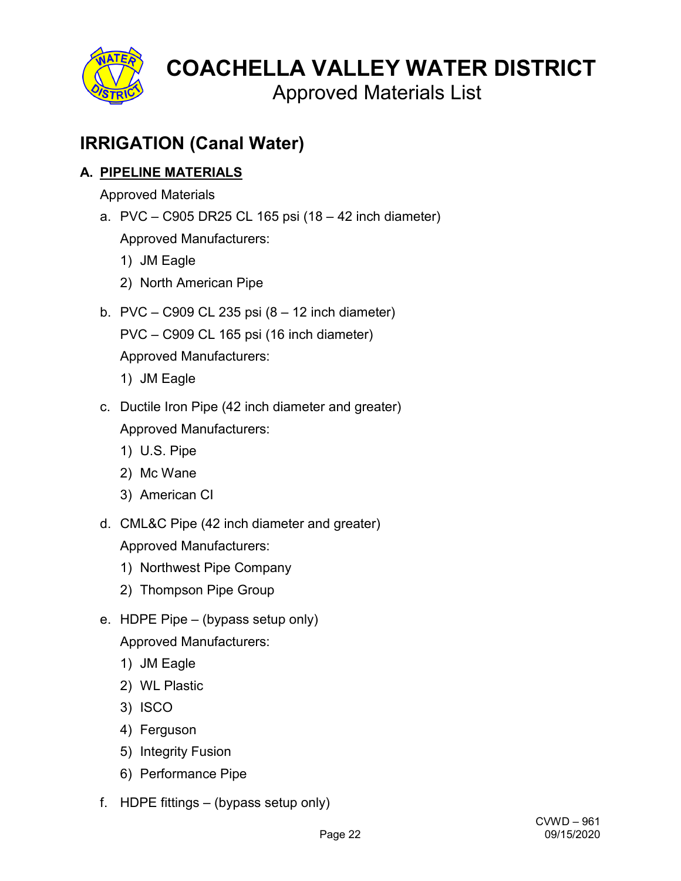# COACHELLA VALLEY WATER DISTRICT
Approved Materials List

## IRRIGATION (Canal Water)

### A. PIPELINE MATERIALS

Approved Materials

a. PVC – C905 DR25 CL 165 psi (18 – 42 inch diameter)

   Approved Manufacturers:

   1) JM Eagle
   2) North American Pipe

b. PVC – C909 CL 235 psi (8 – 12 inch diameter)

   PVC – C909 CL 165 psi (16 inch diameter)

   Approved Manufacturers:

   1) JM Eagle

c. Ductile Iron Pipe (42 inch diameter and greater)

   Approved Manufacturers:

   1) U.S. Pipe
   2) Mc Wane
   3) American CI

d. CML&C Pipe (42 inch diameter and greater)

   Approved Manufacturers:

   1) Northwest Pipe Company
   2) Thompson Pipe Group

e. HDPE Pipe – (bypass setup only)

   Approved Manufacturers:

   1) JM Eagle
   2) WL Plastic
   3) ISCO
   4) Ferguson
   5) Integrity Fusion
   6) Performance Pipe

f. HDPE fittings – (bypass setup only)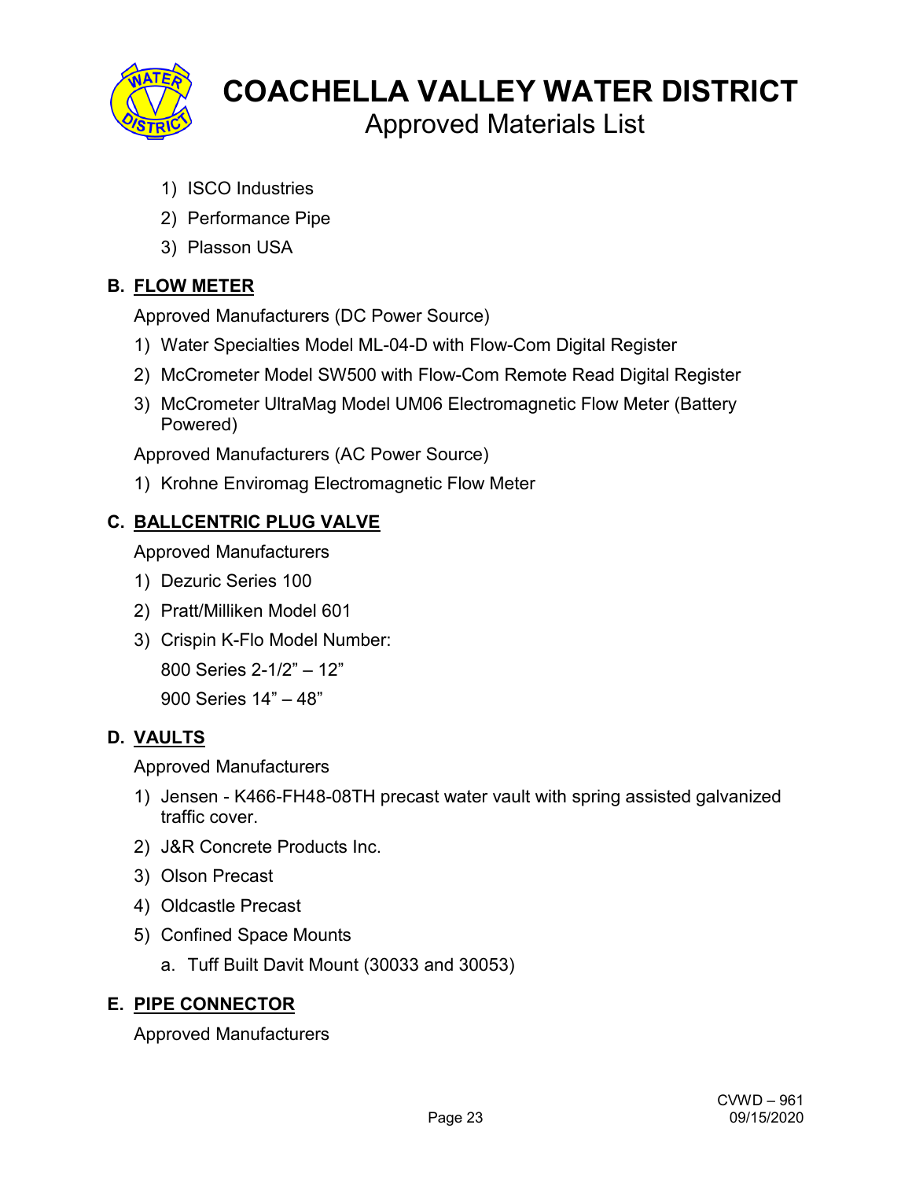1) ISCO Industries
2) Performance Pipe
3) Plasson USA

## B. FLOW METER

Approved Manufacturers (DC Power Source)

1) Water Specialties Model ML-04-D with Flow-Com Digital Register
2) McCrometer Model SW500 with Flow-Com Remote Read Digital Register
3) McCrometer UltraMag Model UM06 Electromagnetic Flow Meter (Battery Powered)

Approved Manufacturers (AC Power Source)

1) Krohne Enviromag Electromagnetic Flow Meter

## C. BALLCENTRIC PLUG VALVE

Approved Manufacturers

1) Dezuric Series 100
2) Pratt/Milliken Model 601
3) Crispin K-Flo Model Number:

   800 Series 2-1/2" – 12"

   900 Series 14" – 48"

## D. VAULTS

Approved Manufacturers

1) Jensen - K466-FH48-08TH precast water vault with spring assisted galvanized traffic cover.
2) J&R Concrete Products Inc.
3) Olson Precast
4) Oldcastle Precast
5) Confined Space Mounts
   a. Tuff Built Davit Mount (30033 and 30053)

## E. PIPE CONNECTOR

Approved Manufacturers

CVWD – 961
09/15/2020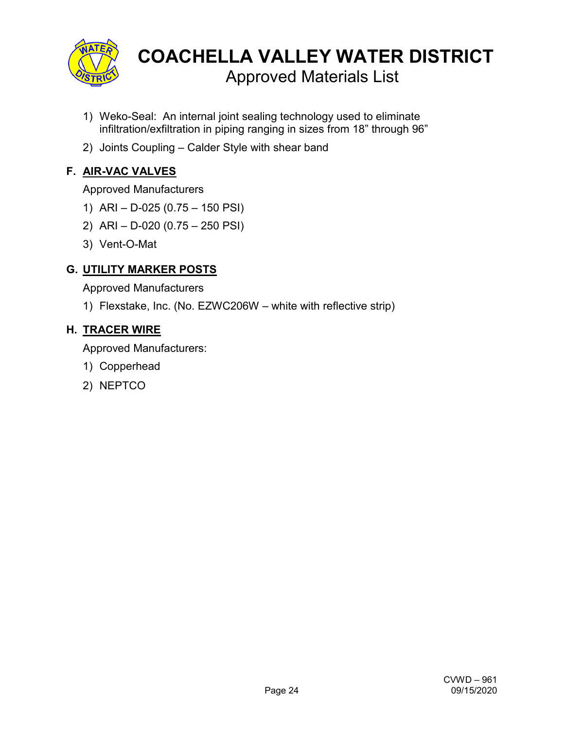1) Weko-Seal: An internal joint sealing technology used to eliminate infiltration/exfiltration in piping ranging in sizes from 18" through 96"
2) Joints Coupling – Calder Style with shear band

### F. AIR-VAC VALVES

Approved Manufacturers

1) ARI – D-025 (0.75 – 150 PSI)
2) ARI – D-020 (0.75 – 250 PSI)
3) Vent-O-Mat

### G. UTILITY MARKER POSTS

Approved Manufacturers

1) Flexstake, Inc. (No. EZWC206W – white with reflective strip)

### H. TRACER WIRE

Approved Manufacturers:

1) Copperhead
2) NEPTCO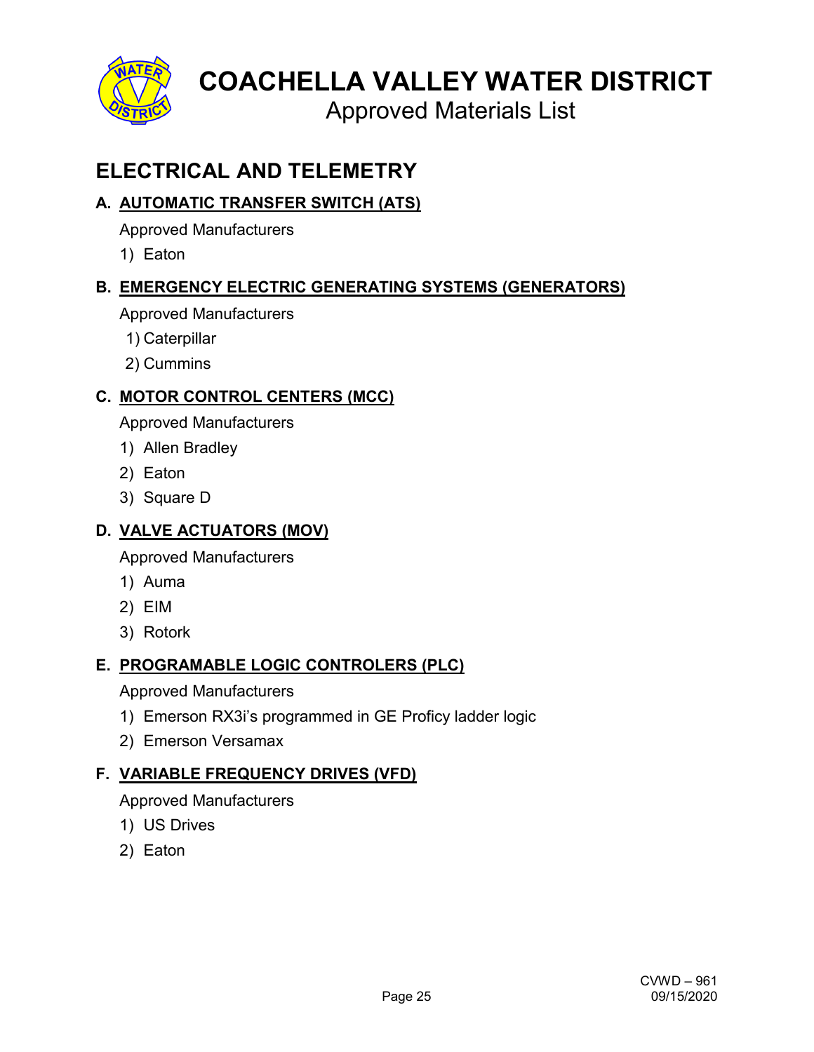# COACHELLA VALLEY WATER DISTRICT

Approved Materials List

## ELECTRICAL AND TELEMETRY

### A. AUTOMATIC TRANSFER SWITCH (ATS)

Approved Manufacturers

1) Eaton

### B. EMERGENCY ELECTRIC GENERATING SYSTEMS (GENERATORS)

Approved Manufacturers

1) Caterpillar
2) Cummins

### C. MOTOR CONTROL CENTERS (MCC)

Approved Manufacturers

1) Allen Bradley
2) Eaton
3) Square D

### D. VALVE ACTUATORS (MOV)

Approved Manufacturers

1) Auma
2) EIM
3) Rotork

### E. PROGRAMABLE LOGIC CONTROLERS (PLC)

Approved Manufacturers

1) Emerson RX3i's programmed in GE Proficy ladder logic
2) Emerson Versamax

### F. VARIABLE FREQUENCY DRIVES (VFD)

Approved Manufacturers

1) US Drives
2) Eaton

CVWD – 961
09/15/2020